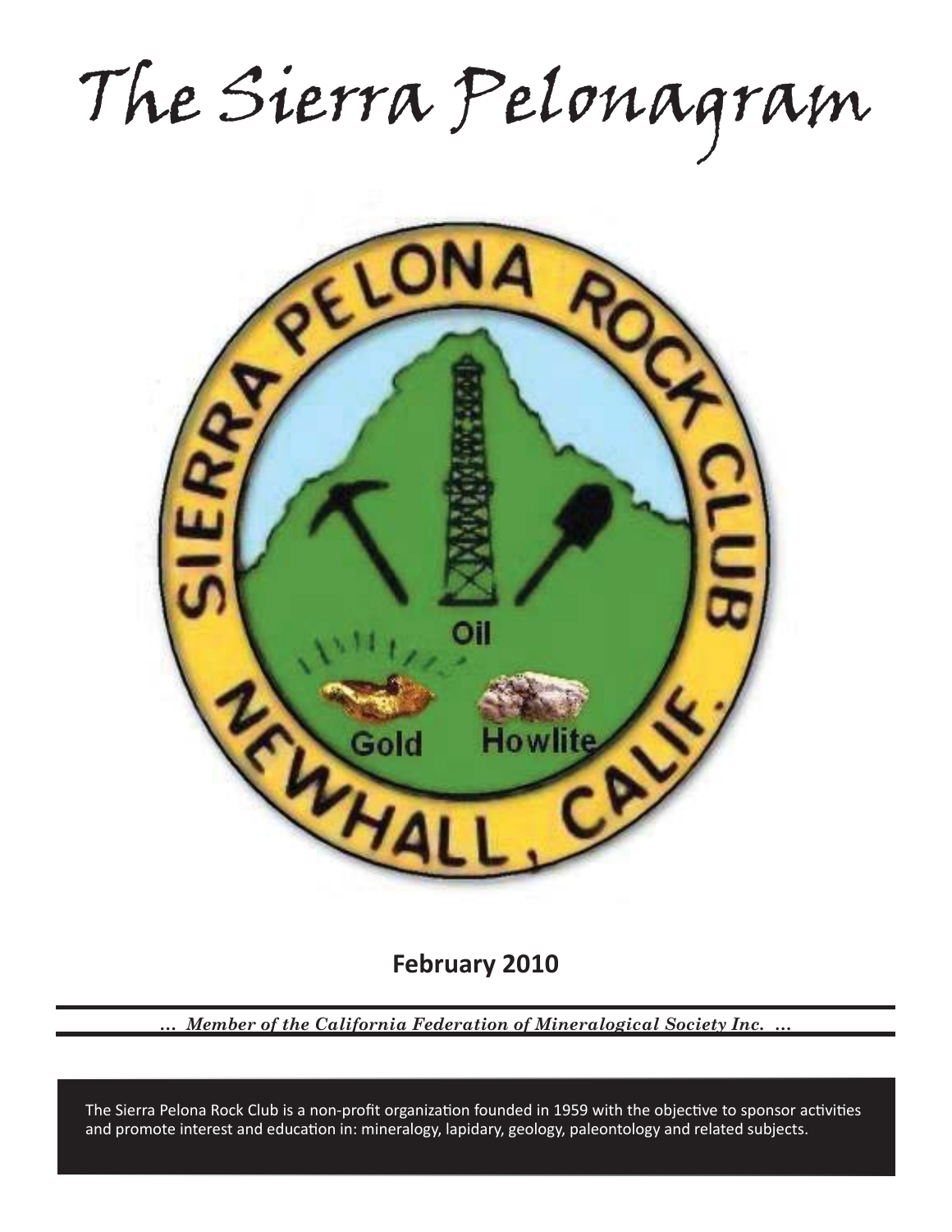# The Sierra Pelonagram

**February 2010**

*... Member of the California Federation of Mineralogical Society Inc. ...*

The Sierra Pelona Rock Club is a non-profit organization founded in 1959 with the objective to sponsor activities and promote interest and education in: mineralogy, lapidary, geology, paleontology and related subjects.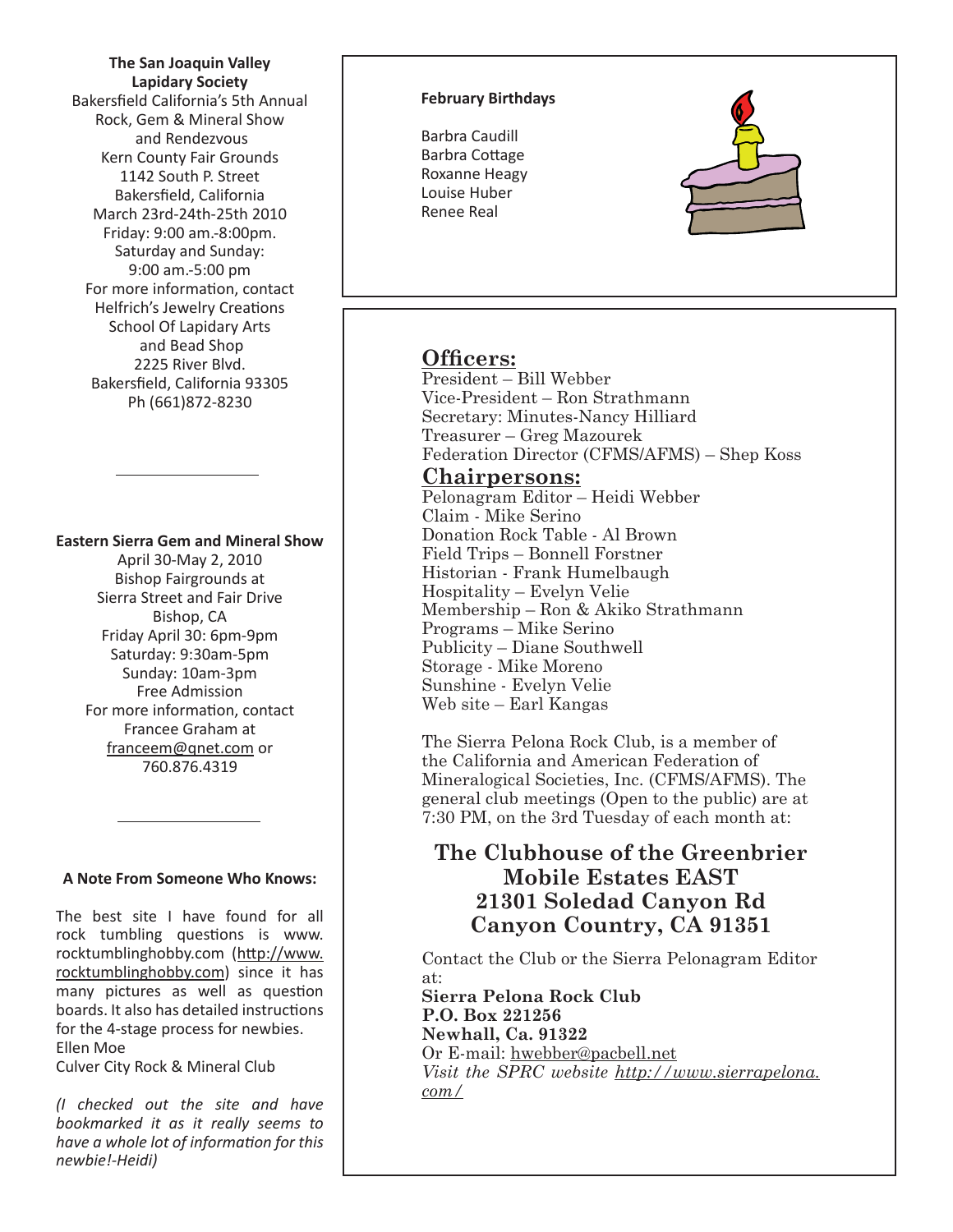**The San Joaquin Valley Lapidary Society**

Bakersfield California's 5th Annual
Rock, Gem & Mineral Show
and Rendezvous
Kern County Fair Grounds
1142 South P. Street
Bakersfield, California
March 23rd-24th-25th 2010
Friday: 9:00 am.-8:00pm.
Saturday and Sunday:
9:00 am.-5:00 pm
For more information, contact
Helfrich's Jewelry Creations
School Of Lapidary Arts
and Bead Shop
2225 River Blvd.
Bakersfield, California 93305
Ph (661)872-8230

---

**Eastern Sierra Gem and Mineral Show**

April 30-May 2, 2010
Bishop Fairgrounds at
Sierra Street and Fair Drive
Bishop, CA
Friday April 30: 6pm-9pm
Saturday: 9:30am-5pm
Sunday: 10am-3pm
Free Admission
For more information, contact
Francee Graham at
franceem@qnet.com or
760.876.4319

---

**A Note From Someone Who Knows:**

The best site I have found for all rock tumbling questions is www.rocktumblinghobby.com (http://www.rocktumblinghobby.com) since it has many pictures as well as question boards. It also has detailed instructions for the 4-stage process for newbies.
Ellen Moe
Culver City Rock & Mineral Club

*(I checked out the site and have bookmarked it as it really seems to have a whole lot of information for this newbie!-Heidi)*

**February Birthdays**

Barbra Caudill
Barbra Cottage
Roxanne Heagy
Louise Huber
Renee Real

## Officers:

President – Bill Webber
Vice-President – Ron Strathmann
Secretary: Minutes-Nancy Hilliard
Treasurer – Greg Mazourek
Federation Director (CFMS/AFMS) – Shep Koss

## Chairpersons:

Pelonagram Editor – Heidi Webber
Claim - Mike Serino
Donation Rock Table - Al Brown
Field Trips – Bonnell Forstner
Historian - Frank Humelbaugh
Hospitality – Evelyn Velie
Membership – Ron & Akiko Strathmann
Programs – Mike Serino
Publicity – Diane Southwell
Storage - Mike Moreno
Sunshine - Evelyn Velie
Web site – Earl Kangas

The Sierra Pelona Rock Club, is a member of the California and American Federation of Mineralogical Societies, Inc. (CFMS/AFMS). The general club meetings (Open to the public) are at 7:30 PM, on the 3rd Tuesday of each month at:

**The Clubhouse of the Greenbrier Mobile Estates EAST
21301 Soledad Canyon Rd
Canyon Country, CA 91351**

Contact the Club or the Sierra Pelonagram Editor at:
**Sierra Pelona Rock Club
P.O. Box 221256
Newhall, Ca. 91322**
Or E-mail: hwebber@pacbell.net
*Visit the SPRC website http://www.sierrapelona.com/*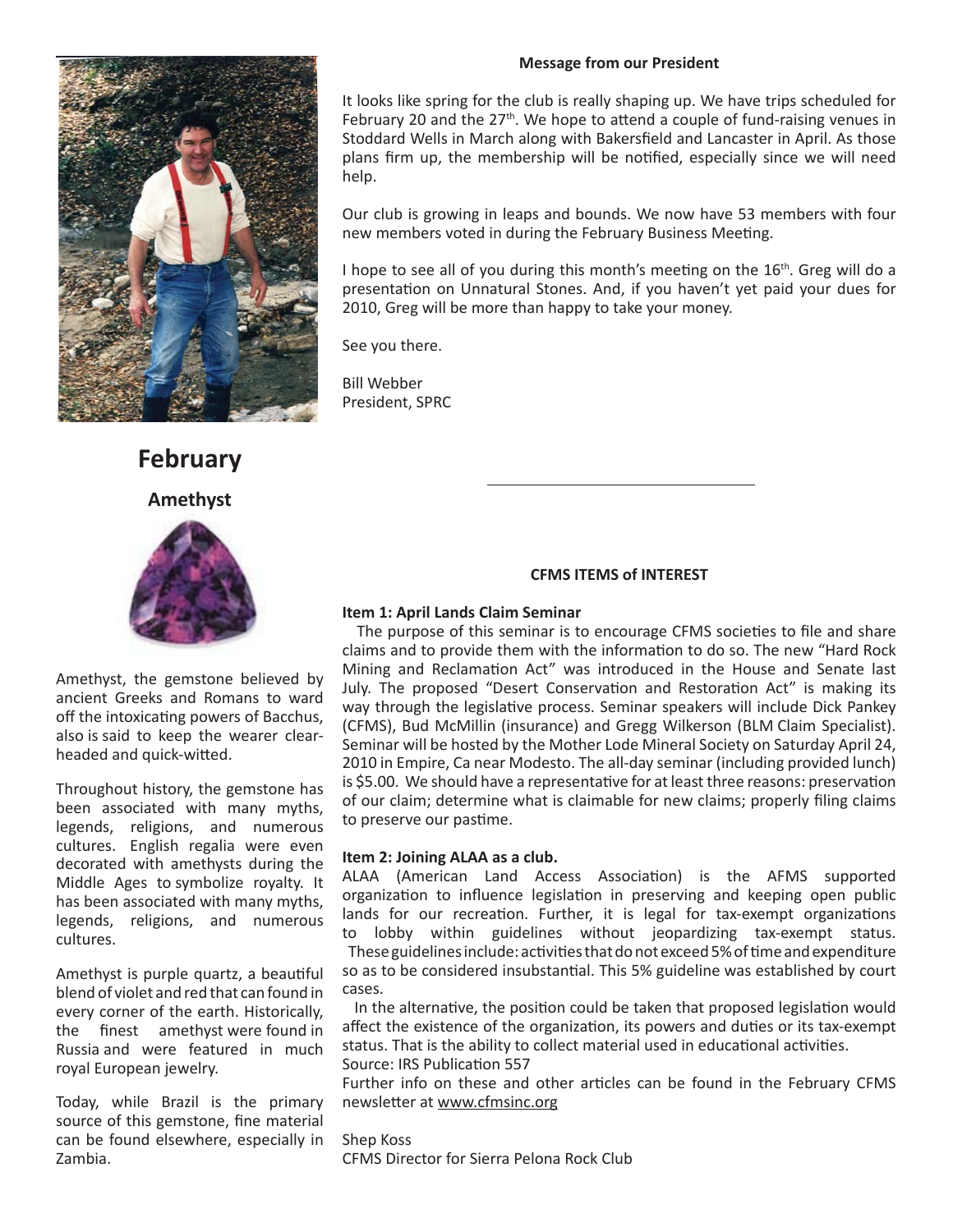## Message from our President

It looks like spring for the club is really shaping up. We have trips scheduled for February 20 and the 27th. We hope to attend a couple of fund-raising venues in Stoddard Wells in March along with Bakersfield and Lancaster in April. As those plans firm up, the membership will be notified, especially since we will need help.

Our club is growing in leaps and bounds. We now have 53 members with four new members voted in during the February Business Meeting.

I hope to see all of you during this month's meeting on the 16th. Greg will do a presentation on Unnatural Stones. And, if you haven't yet paid your dues for 2010, Greg will be more than happy to take your money.

See you there.

Bill Webber
President, SPRC

---

# February

## Amethyst

Amethyst, the gemstone believed by ancient Greeks and Romans to ward off the intoxicating powers of Bacchus, also is said to keep the wearer clear-headed and quick-witted.

Throughout history, the gemstone has been associated with many myths, legends, religions, and numerous cultures. English regalia were even decorated with amethysts during the Middle Ages to symbolize royalty. It has been associated with many myths, legends, religions, and numerous cultures.

Amethyst is purple quartz, a beautiful blend of violet and red that can found in every corner of the earth. Historically, the finest amethyst were found in Russia and were featured in much royal European jewelry.

Today, while Brazil is the primary source of this gemstone, fine material can be found elsewhere, especially in Zambia.

---

## CFMS ITEMS of INTEREST

**Item 1: April Lands Claim Seminar**

The purpose of this seminar is to encourage CFMS societies to file and share claims and to provide them with the information to do so. The new "Hard Rock Mining and Reclamation Act" was introduced in the House and Senate last July. The proposed "Desert Conservation and Restoration Act" is making its way through the legislative process. Seminar speakers will include Dick Pankey (CFMS), Bud McMillin (insurance) and Gregg Wilkerson (BLM Claim Specialist). Seminar will be hosted by the Mother Lode Mineral Society on Saturday April 24, 2010 in Empire, Ca near Modesto. The all-day seminar (including provided lunch) is $5.00. We should have a representative for at least three reasons: preservation of our claim; determine what is claimable for new claims; properly filing claims to preserve our pastime.

**Item 2: Joining ALAA as a club.**

ALAA (American Land Access Association) is the AFMS supported organization to influence legislation in preserving and keeping open public lands for our recreation. Further, it is legal for tax-exempt organizations to lobby within guidelines without jeopardizing tax-exempt status. These guidelines include: activities that do not exceed 5% of time and expenditure so as to be considered insubstantial. This 5% guideline was established by court cases.

In the alternative, the position could be taken that proposed legislation would affect the existence of the organization, its powers and duties or its tax-exempt status. That is the ability to collect material used in educational activities.
Source: IRS Publication 557

Further info on these and other articles can be found in the February CFMS newsletter at www.cfmsinc.org

Shep Koss
CFMS Director for Sierra Pelona Rock Club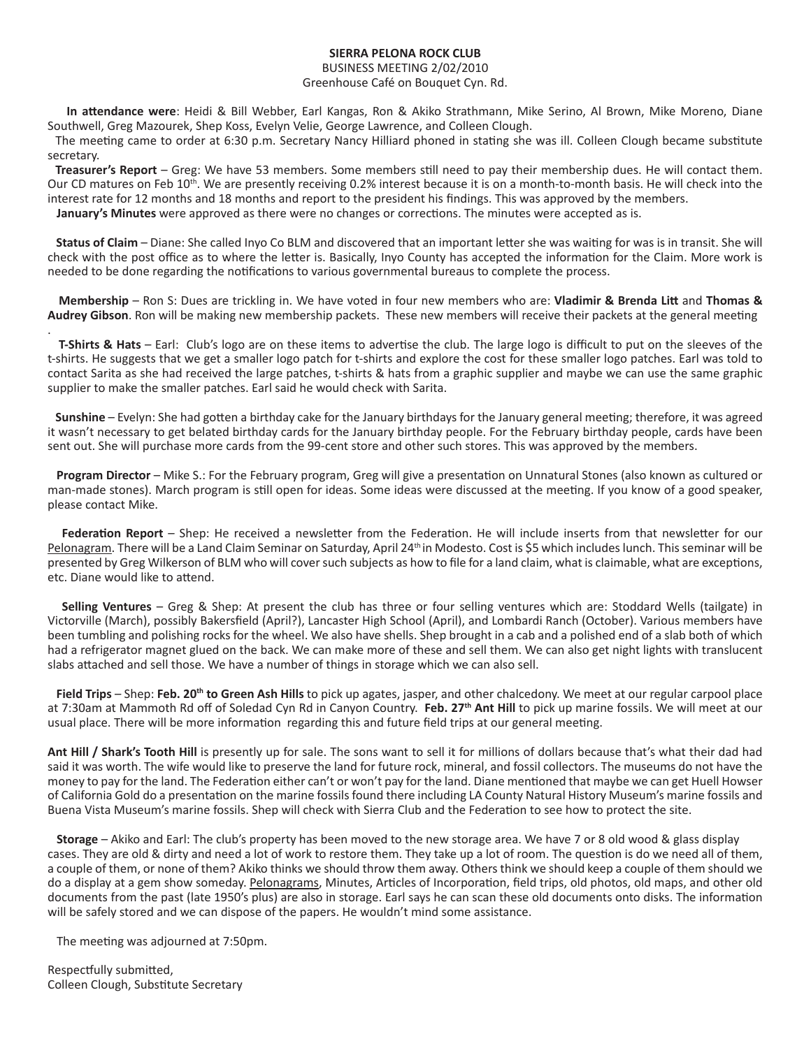**SIERRA PELONA ROCK CLUB**
BUSINESS MEETING 2/02/2010
Greenhouse Café on Bouquet Cyn. Rd.

**In attendance were**: Heidi & Bill Webber, Earl Kangas, Ron & Akiko Strathmann, Mike Serino, Al Brown, Mike Moreno, Diane Southwell, Greg Mazourek, Shep Koss, Evelyn Velie, George Lawrence, and Colleen Clough.

The meeting came to order at 6:30 p.m. Secretary Nancy Hilliard phoned in stating she was ill. Colleen Clough became substitute secretary.

**Treasurer's Report** – Greg: We have 53 members. Some members still need to pay their membership dues. He will contact them. Our CD matures on Feb 10th. We are presently receiving 0.2% interest because it is on a month-to-month basis. He will check into the interest rate for 12 months and 18 months and report to the president his findings. This was approved by the members.

**January's Minutes** were approved as there were no changes or corrections. The minutes were accepted as is.

**Status of Claim** – Diane: She called Inyo Co BLM and discovered that an important letter she was waiting for was is in transit. She will check with the post office as to where the letter is. Basically, Inyo County has accepted the information for the Claim. More work is needed to be done regarding the notifications to various governmental bureaus to complete the process.

**Membership** – Ron S: Dues are trickling in. We have voted in four new members who are: **Vladimir & Brenda Litt** and **Thomas & Audrey Gibson**. Ron will be making new membership packets. These new members will receive their packets at the general meeting.

**T-Shirts & Hats** – Earl: Club's logo are on these items to advertise the club. The large logo is difficult to put on the sleeves of the t-shirts. He suggests that we get a smaller logo patch for t-shirts and explore the cost for these smaller logo patches. Earl was told to contact Sarita as she had received the large patches, t-shirts & hats from a graphic supplier and maybe we can use the same graphic supplier to make the smaller patches. Earl said he would check with Sarita.

**Sunshine** – Evelyn: She had gotten a birthday cake for the January birthdays for the January general meeting; therefore, it was agreed it wasn't necessary to get belated birthday cards for the January birthday people. For the February birthday people, cards have been sent out. She will purchase more cards from the 99-cent store and other such stores. This was approved by the members.

**Program Director** – Mike S.: For the February program, Greg will give a presentation on Unnatural Stones (also known as cultured or man-made stones). March program is still open for ideas. Some ideas were discussed at the meeting. If you know of a good speaker, please contact Mike.

**Federation Report** – Shep: He received a newsletter from the Federation. He will include inserts from that newsletter for our Pelonagram. There will be a Land Claim Seminar on Saturday, April 24th in Modesto. Cost is $5 which includes lunch. This seminar will be presented by Greg Wilkerson of BLM who will cover such subjects as how to file for a land claim, what is claimable, what are exceptions, etc. Diane would like to attend.

**Selling Ventures** – Greg & Shep: At present the club has three or four selling ventures which are: Stoddard Wells (tailgate) in Victorville (March), possibly Bakersfield (April?), Lancaster High School (April), and Lombardi Ranch (October). Various members have been tumbling and polishing rocks for the wheel. We also have shells. Shep brought in a cab and a polished end of a slab both of which had a refrigerator magnet glued on the back. We can make more of these and sell them. We can also get night lights with translucent slabs attached and sell those. We have a number of things in storage which we can also sell.

**Field Trips** – Shep: **Feb. 20th to Green Ash Hills** to pick up agates, jasper, and other chalcedony. We meet at our regular carpool place at 7:30am at Mammoth Rd off of Soledad Cyn Rd in Canyon Country. **Feb. 27th Ant Hill** to pick up marine fossils. We will meet at our usual place. There will be more information regarding this and future field trips at our general meeting.

**Ant Hill / Shark's Tooth Hill** is presently up for sale. The sons want to sell it for millions of dollars because that's what their dad had said it was worth. The wife would like to preserve the land for future rock, mineral, and fossil collectors. The museums do not have the money to pay for the land. The Federation either can't or won't pay for the land. Diane mentioned that maybe we can get Huell Howser of California Gold do a presentation on the marine fossils found there including LA County Natural History Museum's marine fossils and Buena Vista Museum's marine fossils. Shep will check with Sierra Club and the Federation to see how to protect the site.

**Storage** – Akiko and Earl: The club's property has been moved to the new storage area. We have 7 or 8 old wood & glass display cases. They are old & dirty and need a lot of work to restore them. They take up a lot of room. The question is do we need all of them, a couple of them, or none of them? Akiko thinks we should throw them away. Others think we should keep a couple of them should we do a display at a gem show someday. Pelonagrams, Minutes, Articles of Incorporation, field trips, old photos, old maps, and other old documents from the past (late 1950's plus) are also in storage. Earl says he can scan these old documents onto disks. The information will be safely stored and we can dispose of the papers. He wouldn't mind some assistance.

The meeting was adjourned at 7:50pm.

Respectfully submitted,
Colleen Clough, Substitute Secretary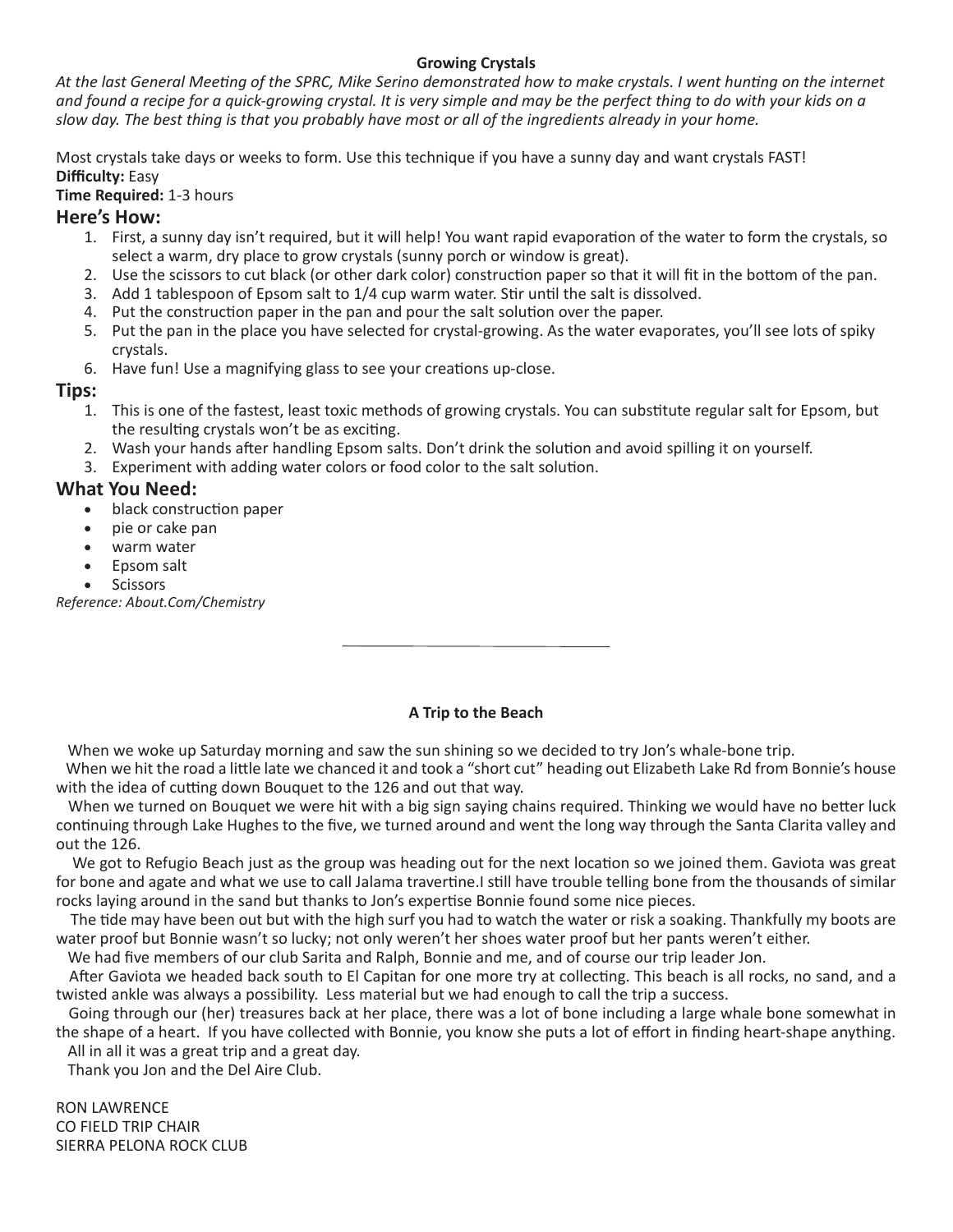**Growing Crystals**

*At the last General Meeting of the SPRC, Mike Serino demonstrated how to make crystals. I went hunting on the internet and found a recipe for a quick-growing crystal. It is very simple and may be the perfect thing to do with your kids on a slow day. The best thing is that you probably have most or all of the ingredients already in your home.*

Most crystals take days or weeks to form. Use this technique if you have a sunny day and want crystals FAST!

**Difficulty:** Easy

**Time Required:** 1-3 hours

## Here's How:

1. First, a sunny day isn't required, but it will help! You want rapid evaporation of the water to form the crystals, so select a warm, dry place to grow crystals (sunny porch or window is great).
2. Use the scissors to cut black (or other dark color) construction paper so that it will fit in the bottom of the pan.
3. Add 1 tablespoon of Epsom salt to 1/4 cup warm water. Stir until the salt is dissolved.
4. Put the construction paper in the pan and pour the salt solution over the paper.
5. Put the pan in the place you have selected for crystal-growing. As the water evaporates, you'll see lots of spiky crystals.
6. Have fun! Use a magnifying glass to see your creations up-close.

## Tips:

1. This is one of the fastest, least toxic methods of growing crystals. You can substitute regular salt for Epsom, but the resulting crystals won't be as exciting.
2. Wash your hands after handling Epsom salts. Don't drink the solution and avoid spilling it on yourself.
3. Experiment with adding water colors or food color to the salt solution.

## What You Need:

- black construction paper
- pie or cake pan
- warm water
- Epsom salt
- Scissors

*Reference: About.Com/Chemistry*

---

**A Trip to the Beach**

When we woke up Saturday morning and saw the sun shining so we decided to try Jon's whale-bone trip.

When we hit the road a little late we chanced it and took a "short cut" heading out Elizabeth Lake Rd from Bonnie's house with the idea of cutting down Bouquet to the 126 and out that way.

When we turned on Bouquet we were hit with a big sign saying chains required. Thinking we would have no better luck continuing through Lake Hughes to the five, we turned around and went the long way through the Santa Clarita valley and out the 126.

We got to Refugio Beach just as the group was heading out for the next location so we joined them. Gaviota was great for bone and agate and what we use to call Jalama travertine.I still have trouble telling bone from the thousands of similar rocks laying around in the sand but thanks to Jon's expertise Bonnie found some nice pieces.

The tide may have been out but with the high surf you had to watch the water or risk a soaking. Thankfully my boots are water proof but Bonnie wasn't so lucky; not only weren't her shoes water proof but her pants weren't either.

We had five members of our club Sarita and Ralph, Bonnie and me, and of course our trip leader Jon.

After Gaviota we headed back south to El Capitan for one more try at collecting. This beach is all rocks, no sand, and a twisted ankle was always a possibility. Less material but we had enough to call the trip a success.

Going through our (her) treasures back at her place, there was a lot of bone including a large whale bone somewhat in the shape of a heart. If you have collected with Bonnie, you know she puts a lot of effort in finding heart-shape anything.

All in all it was a great trip and a great day.

Thank you Jon and the Del Aire Club.

RON LAWRENCE
CO FIELD TRIP CHAIR
SIERRA PELONA ROCK CLUB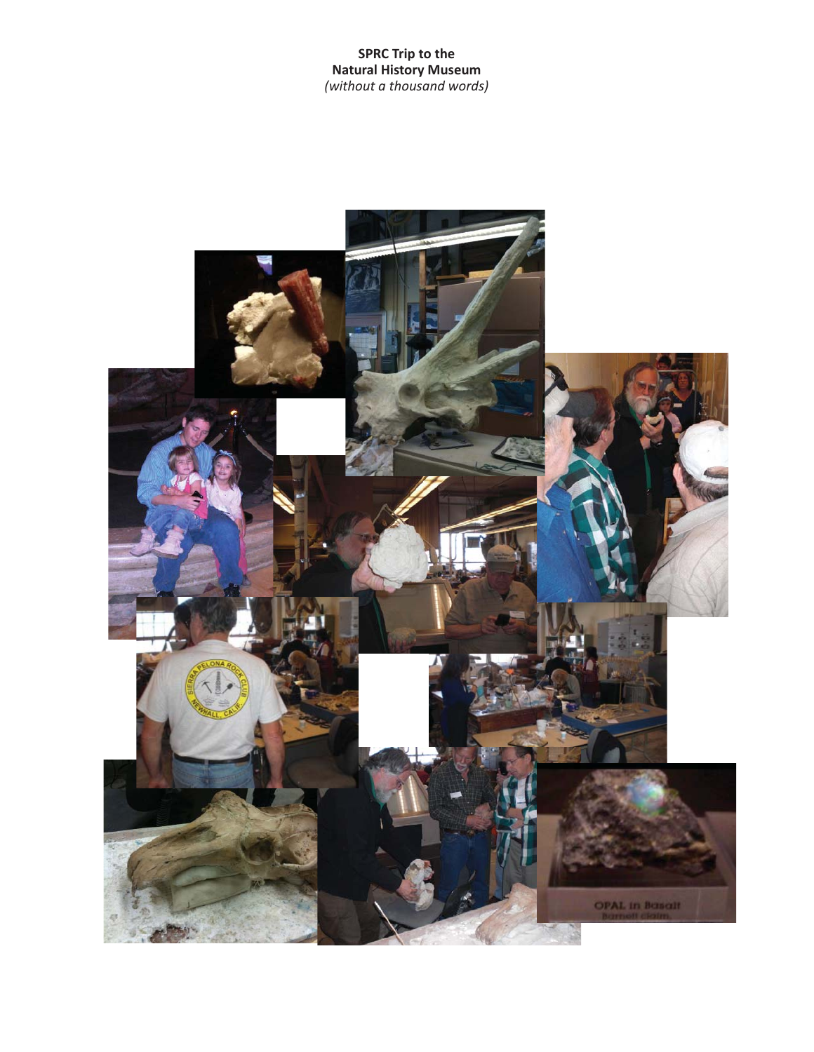**SPRC Trip to the**
**Natural History Museum**
*(without a thousand words)*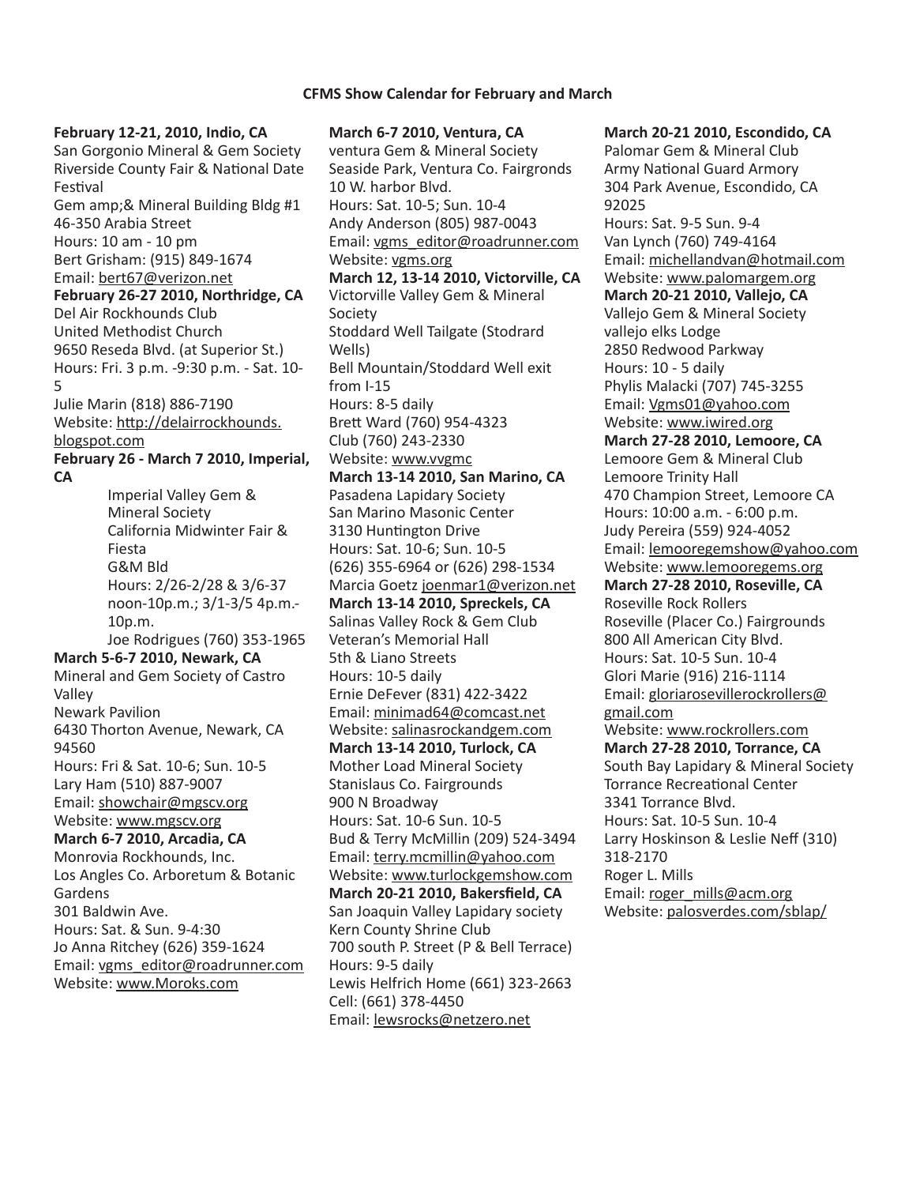## CFMS Show Calendar for February and March

**February 12-21, 2010, Indio, CA**
San Gorgonio Mineral & Gem Society
Riverside County Fair & National Date Festival
Gem amp;& Mineral Building Bldg #1
46-350 Arabia Street
Hours: 10 am - 10 pm
Bert Grisham: (915) 849-1674
Email: bert67@verizon.net

**February 26-27 2010, Northridge, CA**
Del Air Rockhounds Club
United Methodist Church
9650 Reseda Blvd. (at Superior St.)
Hours: Fri. 3 p.m. -9:30 p.m. - Sat. 10-5
Julie Marin (818) 886-7190
Website: http://delairrockhounds.blogspot.com

**February 26 - March 7 2010, Imperial, CA**
Imperial Valley Gem & Mineral Society
California Midwinter Fair & Fiesta
G&M Bld
Hours: 2/26-2/28 & 3/6-37 noon-10p.m.; 3/1-3/5 4p.m.-10p.m.
Joe Rodrigues (760) 353-1965

**March 5-6-7 2010, Newark, CA**
Mineral and Gem Society of Castro Valley
Newark Pavilion
6430 Thorton Avenue, Newark, CA 94560
Hours: Fri & Sat. 10-6; Sun. 10-5
Lary Ham (510) 887-9007
Email: showchair@mgscv.org
Website: www.mgscv.org

**March 6-7 2010, Arcadia, CA**
Monrovia Rockhounds, Inc.
Los Angles Co. Arboretum & Botanic Gardens
301 Baldwin Ave.
Hours: Sat. & Sun. 9-4:30
Jo Anna Ritchey (626) 359-1624
Email: vgms_editor@roadrunner.com
Website: www.Moroks.com

**March 6-7 2010, Ventura, CA**
ventura Gem & Mineral Society
Seaside Park, Ventura Co. Fairgronds
10 W. harbor Blvd.
Hours: Sat. 10-5; Sun. 10-4
Andy Anderson (805) 987-0043
Email: vgms_editor@roadrunner.com
Website: vgms.org

**March 12, 13-14 2010, Victorville, CA**
Victorville Valley Gem & Mineral Society
Stoddard Well Tailgate (Stodrard Wells)
Bell Mountain/Stoddard Well exit from I-15
Hours: 8-5 daily
Brett Ward (760) 954-4323
Club (760) 243-2330
Website: www.vvgmc

**March 13-14 2010, San Marino, CA**
Pasadena Lapidary Society
San Marino Masonic Center
3130 Huntington Drive
Hours: Sat. 10-6; Sun. 10-5
(626) 355-6964 or (626) 298-1534
Marcia Goetz joenmar1@verizon.net

**March 13-14 2010, Spreckels, CA**
Salinas Valley Rock & Gem Club
Veteran's Memorial Hall
5th & Liano Streets
Hours: 10-5 daily
Ernie DeFever (831) 422-3422
Email: minimad64@comcast.net
Website: salinasrockandgem.com

**March 13-14 2010, Turlock, CA**
Mother Load Mineral Society
Stanislaus Co. Fairgrounds
900 N Broadway
Hours: Sat. 10-6 Sun. 10-5
Bud & Terry McMillin (209) 524-3494
Email: terry.mcmillin@yahoo.com
Website: www.turlockgemshow.com

**March 20-21 2010, Bakersfield, CA**
San Joaquin Valley Lapidary society
Kern County Shrine Club
700 south P. Street (P & Bell Terrace)
Hours: 9-5 daily
Lewis Helfrich Home (661) 323-2663
Cell: (661) 378-4450
Email: lewsrocks@netzero.net

**March 20-21 2010, Escondido, CA**
Palomar Gem & Mineral Club
Army National Guard Armory
304 Park Avenue, Escondido, CA 92025
Hours: Sat. 9-5 Sun. 9-4
Van Lynch (760) 749-4164
Email: michellandvan@hotmail.com
Website: www.palomargem.org

**March 20-21 2010, Vallejo, CA**
Vallejo Gem & Mineral Society
vallejo elks Lodge
2850 Redwood Parkway
Hours: 10 - 5 daily
Phylis Malacki (707) 745-3255
Email: Vgms01@yahoo.com
Website: www.iwired.org

**March 27-28 2010, Lemoore, CA**
Lemoore Gem & Mineral Club
Lemoore Trinity Hall
470 Champion Street, Lemoore CA
Hours: 10:00 a.m. - 6:00 p.m.
Judy Pereira (559) 924-4052
Email: lemooregemshow@yahoo.com
Website: www.lemooregems.org

**March 27-28 2010, Roseville, CA**
Roseville Rock Rollers
Roseville (Placer Co.) Fairgrounds
800 All American City Blvd.
Hours: Sat. 10-5 Sun. 10-4
Glori Marie (916) 216-1114
Email: gloriarosevillerockrollers@gmail.com
Website: www.rockrollers.com

**March 27-28 2010, Torrance, CA**
South Bay Lapidary & Mineral Society
Torrance Recreational Center
3341 Torrance Blvd.
Hours: Sat. 10-5 Sun. 10-4
Larry Hoskinson & Leslie Neff (310) 318-2170
Roger L. Mills
Email: roger_mills@acm.org
Website: palosverdes.com/sblap/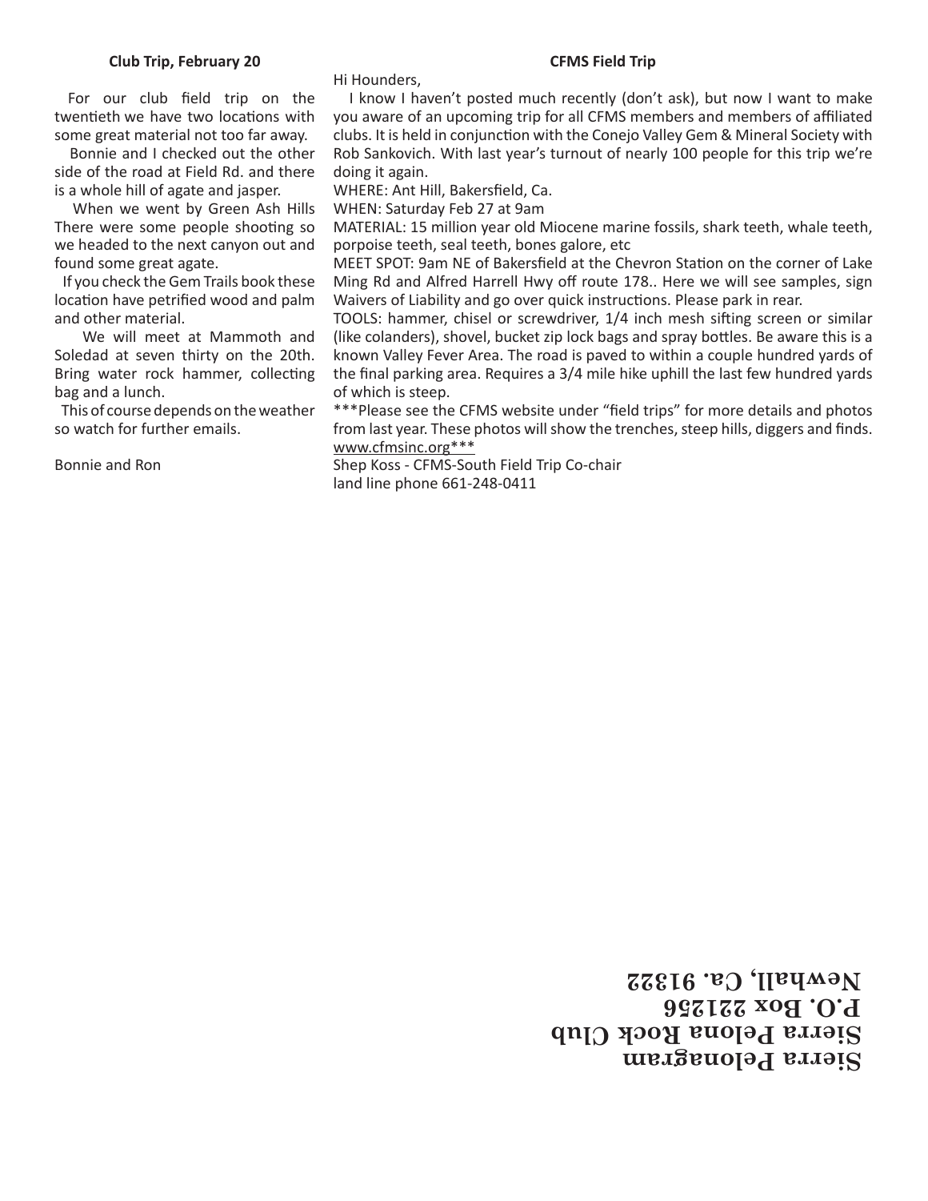### Club Trip, February 20

For our club field trip on the twentieth we have two locations with some great material not too far away.

Bonnie and I checked out the other side of the road at Field Rd. and there is a whole hill of agate and jasper.

When we went by Green Ash Hills There were some people shooting so we headed to the next canyon out and found some great agate.

If you check the Gem Trails book these location have petrified wood and palm and other material.

We will meet at Mammoth and Soledad at seven thirty on the 20th. Bring water rock hammer, collecting bag and a lunch.

This of course depends on the weather so watch for further emails.

Bonnie and Ron

### CFMS Field Trip

Hi Hounders,

I know I haven't posted much recently (don't ask), but now I want to make you aware of an upcoming trip for all CFMS members and members of affiliated clubs. It is held in conjunction with the Conejo Valley Gem & Mineral Society with Rob Sankovich. With last year's turnout of nearly 100 people for this trip we're doing it again.

WHERE: Ant Hill, Bakersfield, Ca.

WHEN: Saturday Feb 27 at 9am

MATERIAL: 15 million year old Miocene marine fossils, shark teeth, whale teeth, porpoise teeth, seal teeth, bones galore, etc

MEET SPOT: 9am NE of Bakersfield at the Chevron Station on the corner of Lake Ming Rd and Alfred Harrell Hwy off route 178.. Here we will see samples, sign Waivers of Liability and go over quick instructions. Please park in rear.

TOOLS: hammer, chisel or screwdriver, 1/4 inch mesh sifting screen or similar (like colanders), shovel, bucket zip lock bags and spray bottles. Be aware this is a known Valley Fever Area. The road is paved to within a couple hundred yards of the final parking area. Requires a 3/4 mile hike uphill the last few hundred yards of which is steep.

***Please see the CFMS website under "field trips" for more details and photos from last year. These photos will show the trenches, steep hills, diggers and finds. www.cfmsinc.org***

Shep Koss - CFMS-South Field Trip Co-chair
land line phone 661-248-0411

**Sierra Pelonagram**
**Sierra Pelona Rock Club**
**P.O. Box 221256**
**Newhall, Ca. 91322**